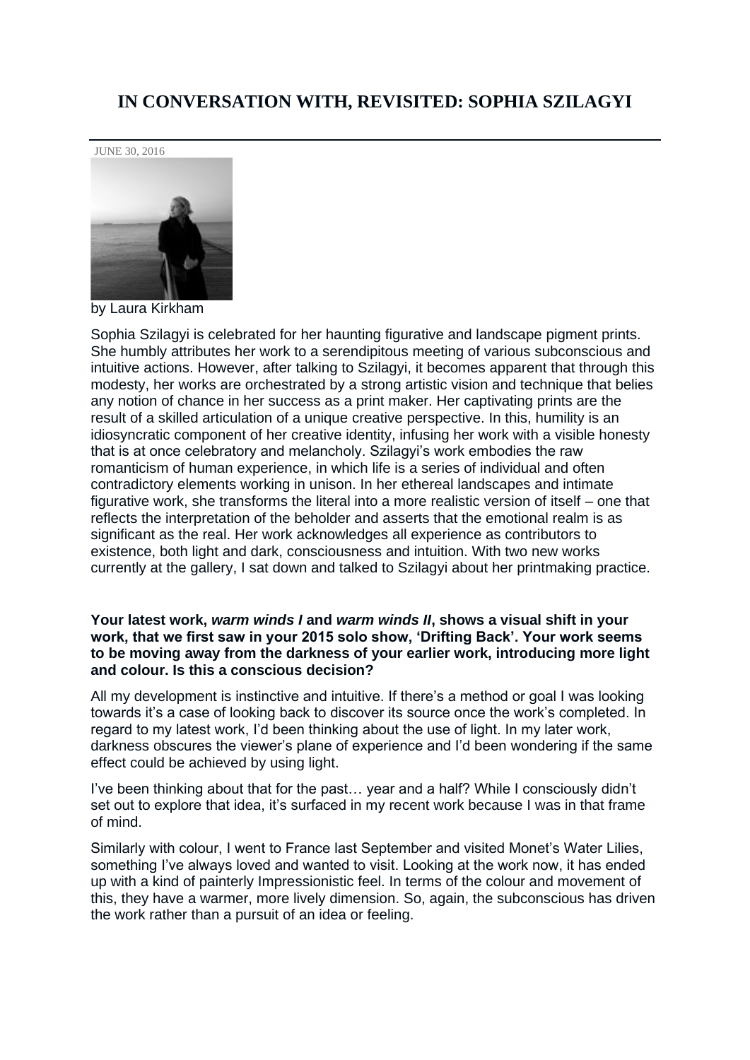# IN CONVERSATION WITH, REVISITED: SOPHIA SZILAGYI

JUNE 30, 2016

by Laura Kirkham

Sophia Szilagyi is celebrated for her haunting figurative and landscape pigment prints. She humbly attributes her work to a serendipitous meeting of various subconscious and intuitive actions. However, after talking to Szilagyi, it becomes apparent that through this modesty, her works are orchestrated by a strong artistic vision and technique that belies any notion of chance in her success as a print maker. Her captivating prints are the result of a skilled articulation of a unique creative perspective. In this, humility is an idiosyncratic component of her creative identity, infusing her work with a visible honesty that is at once celebratory and melancholy. Szilagyi's work embodies the raw romanticism of human experience, in which life is a series of individual and often contradictory elements working in unison. In her ethereal landscapes and intimate figurative work, she transforms the literal into a more realistic version of itself – one that reflects the interpretation of the beholder and asserts that the emotional realm is as significant as the real. Her work acknowledges all experience as contributors to existence, both light and dark, consciousness and intuition. With two new works currently at the gallery, I sat down and talked to Szilagyi about her printmaking practice.

**Your latest work, *warm winds I* and *warm winds II*, shows a visual shift in your work, that we first saw in your 2015 solo show, 'Drifting Back'. Your work seems to be moving away from the darkness of your earlier work, introducing more light and colour. Is this a conscious decision?**

All my development is instinctive and intuitive. If there's a method or goal I was looking towards it's a case of looking back to discover its source once the work's completed. In regard to my latest work, I'd been thinking about the use of light. In my later work, darkness obscures the viewer's plane of experience and I'd been wondering if the same effect could be achieved by using light.

I've been thinking about that for the past… year and a half? While I consciously didn't set out to explore that idea, it's surfaced in my recent work because I was in that frame of mind.

Similarly with colour, I went to France last September and visited Monet's Water Lilies, something I've always loved and wanted to visit. Looking at the work now, it has ended up with a kind of painterly Impressionistic feel. In terms of the colour and movement of this, they have a warmer, more lively dimension. So, again, the subconscious has driven the work rather than a pursuit of an idea or feeling.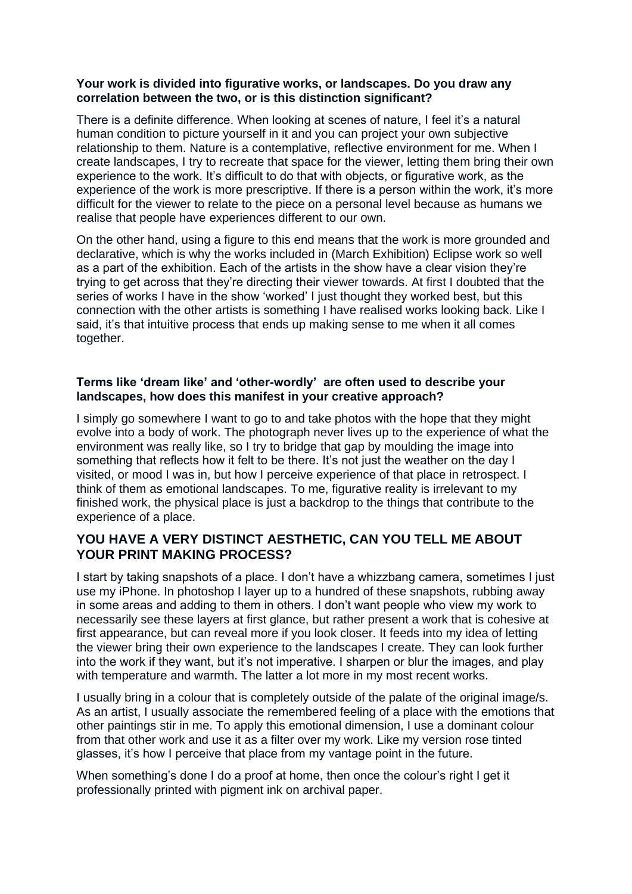**Your work is divided into figurative works, or landscapes. Do you draw any correlation between the two, or is this distinction significant?**

There is a definite difference. When looking at scenes of nature, I feel it's a natural human condition to picture yourself in it and you can project your own subjective relationship to them. Nature is a contemplative, reflective environment for me. When I create landscapes, I try to recreate that space for the viewer, letting them bring their own experience to the work. It's difficult to do that with objects, or figurative work, as the experience of the work is more prescriptive. If there is a person within the work, it's more difficult for the viewer to relate to the piece on a personal level because as humans we realise that people have experiences different to our own.

On the other hand, using a figure to this end means that the work is more grounded and declarative, which is why the works included in (March Exhibition) Eclipse work so well as a part of the exhibition. Each of the artists in the show have a clear vision they're trying to get across that they're directing their viewer towards. At first I doubted that the series of works I have in the show 'worked' I just thought they worked best, but this connection with the other artists is something I have realised works looking back. Like I said, it's that intuitive process that ends up making sense to me when it all comes together.

**Terms like 'dream like' and 'other-wordly' are often used to describe your landscapes, how does this manifest in your creative approach?**

I simply go somewhere I want to go to and take photos with the hope that they might evolve into a body of work. The photograph never lives up to the experience of what the environment was really like, so I try to bridge that gap by moulding the image into something that reflects how it felt to be there. It's not just the weather on the day I visited, or mood I was in, but how I perceive experience of that place in retrospect. I think of them as emotional landscapes. To me, figurative reality is irrelevant to my finished work, the physical place is just a backdrop to the things that contribute to the experience of a place.

## YOU HAVE A VERY DISTINCT AESTHETIC, CAN YOU TELL ME ABOUT YOUR PRINT MAKING PROCESS?

I start by taking snapshots of a place. I don't have a whizzbang camera, sometimes I just use my iPhone. In photoshop I layer up to a hundred of these snapshots, rubbing away in some areas and adding to them in others. I don't want people who view my work to necessarily see these layers at first glance, but rather present a work that is cohesive at first appearance, but can reveal more if you look closer. It feeds into my idea of letting the viewer bring their own experience to the landscapes I create. They can look further into the work if they want, but it's not imperative. I sharpen or blur the images, and play with temperature and warmth. The latter a lot more in my most recent works.

I usually bring in a colour that is completely outside of the palate of the original image/s. As an artist, I usually associate the remembered feeling of a place with the emotions that other paintings stir in me. To apply this emotional dimension, I use a dominant colour from that other work and use it as a filter over my work. Like my version rose tinted glasses, it's how I perceive that place from my vantage point in the future.

When something's done I do a proof at home, then once the colour's right I get it professionally printed with pigment ink on archival paper.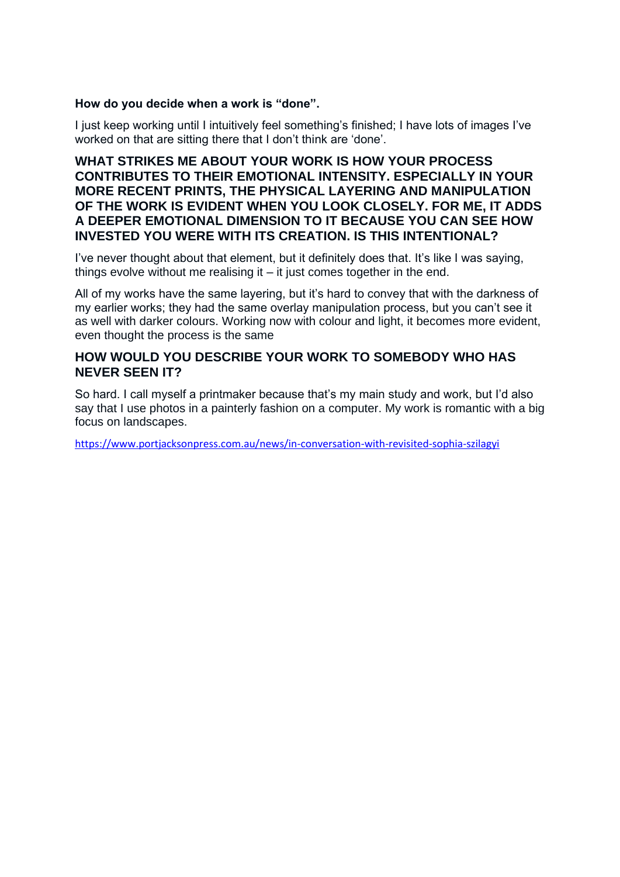**How do you decide when a work is "done".**

I just keep working until I intuitively feel something's finished; I have lots of images I've worked on that are sitting there that I don't think are 'done'.

### WHAT STRIKES ME ABOUT YOUR WORK IS HOW YOUR PROCESS CONTRIBUTES TO THEIR EMOTIONAL INTENSITY. ESPECIALLY IN YOUR MORE RECENT PRINTS, THE PHYSICAL LAYERING AND MANIPULATION OF THE WORK IS EVIDENT WHEN YOU LOOK CLOSELY. FOR ME, IT ADDS A DEEPER EMOTIONAL DIMENSION TO IT BECAUSE YOU CAN SEE HOW INVESTED YOU WERE WITH ITS CREATION. IS THIS INTENTIONAL?

I've never thought about that element, but it definitely does that. It's like I was saying, things evolve without me realising it – it just comes together in the end.

All of my works have the same layering, but it's hard to convey that with the darkness of my earlier works; they had the same overlay manipulation process, but you can't see it as well with darker colours. Working now with colour and light, it becomes more evident, even thought the process is the same

### HOW WOULD YOU DESCRIBE YOUR WORK TO SOMEBODY WHO HAS NEVER SEEN IT?

So hard. I call myself a printmaker because that's my main study and work, but I'd also say that I use photos in a painterly fashion on a computer. My work is romantic with a big focus on landscapes.

https://www.portjacksonpress.com.au/news/in-conversation-with-revisited-sophia-szilagyi